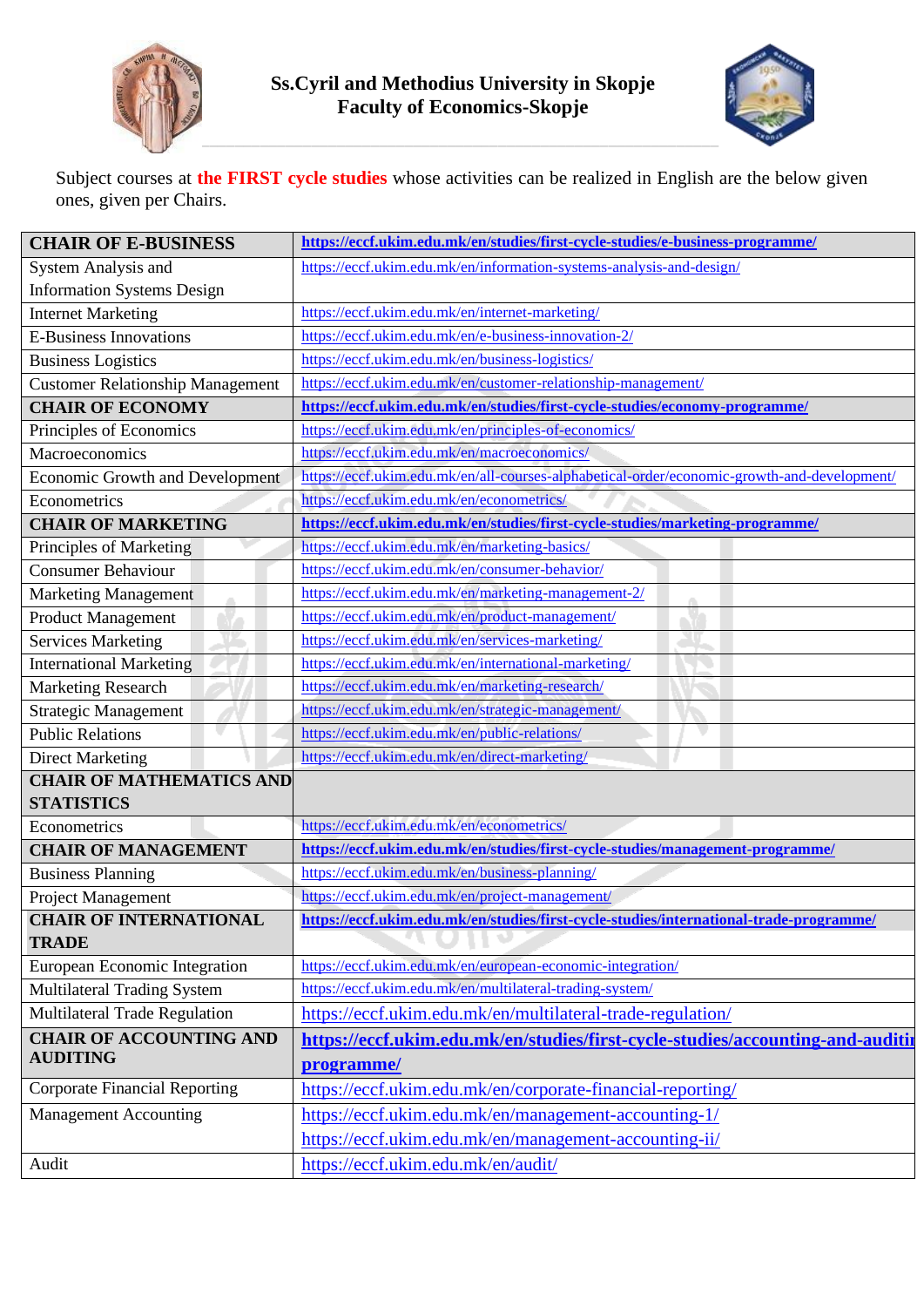**Ss.Cyril and Methodius University in Skopje**
**Faculty of Economics-Skopje**

Subject courses at **the FIRST cycle studies** whose activities can be realized in English are the below given ones, given per Chairs.

| **CHAIR OF E-BUSINESS** | **https://eccf.ukim.edu.mk/en/studies/first-cycle-studies/e-business-programme/** |
|---|---|
| System Analysis and Information Systems Design | https://eccf.ukim.edu.mk/en/information-systems-analysis-and-design/ |
| Internet Marketing | https://eccf.ukim.edu.mk/en/internet-marketing/ |
| E-Business Innovations | https://eccf.ukim.edu.mk/en/e-business-innovation-2/ |
| Business Logistics | https://eccf.ukim.edu.mk/en/business-logistics/ |
| Customer Relationship Management | https://eccf.ukim.edu.mk/en/customer-relationship-management/ |
| **CHAIR OF ECONOMY** | **https://eccf.ukim.edu.mk/en/studies/first-cycle-studies/economy-programme/** |
| Principles of Economics | https://eccf.ukim.edu.mk/en/principles-of-economics/ |
| Macroeconomics | https://eccf.ukim.edu.mk/en/macroeconomics/ |
| Economic Growth and Development | https://eccf.ukim.edu.mk/en/all-courses-alphabetical-order/economic-growth-and-development/ |
| Econometrics | https://eccf.ukim.edu.mk/en/econometrics/ |
| **CHAIR OF MARKETING** | **https://eccf.ukim.edu.mk/en/studies/first-cycle-studies/marketing-programme/** |
| Principles of Marketing | https://eccf.ukim.edu.mk/en/marketing-basics/ |
| Consumer Behaviour | https://eccf.ukim.edu.mk/en/consumer-behavior/ |
| Marketing Management | https://eccf.ukim.edu.mk/en/marketing-management-2/ |
| Product Management | https://eccf.ukim.edu.mk/en/product-management/ |
| Services Marketing | https://eccf.ukim.edu.mk/en/services-marketing/ |
| International Marketing | https://eccf.ukim.edu.mk/en/international-marketing/ |
| Marketing Research | https://eccf.ukim.edu.mk/en/marketing-research/ |
| Strategic Management | https://eccf.ukim.edu.mk/en/strategic-management/ |
| Public Relations | https://eccf.ukim.edu.mk/en/public-relations/ |
| Direct Marketing | https://eccf.ukim.edu.mk/en/direct-marketing/ |
| **CHAIR OF MATHEMATICS AND STATISTICS** | |
| Econometrics | https://eccf.ukim.edu.mk/en/econometrics/ |
| **CHAIR OF MANAGEMENT** | **https://eccf.ukim.edu.mk/en/studies/first-cycle-studies/management-programme/** |
| Business Planning | https://eccf.ukim.edu.mk/en/business-planning/ |
| Project Management | https://eccf.ukim.edu.mk/en/project-management/ |
| **CHAIR OF INTERNATIONAL TRADE** | **https://eccf.ukim.edu.mk/en/studies/first-cycle-studies/international-trade-programme/** |
| European Economic Integration | https://eccf.ukim.edu.mk/en/european-economic-integration/ |
| Multilateral Trading System | https://eccf.ukim.edu.mk/en/multilateral-trading-system/ |
| Multilateral Trade Regulation | https://eccf.ukim.edu.mk/en/multilateral-trade-regulation/ |
| **CHAIR OF ACCOUNTING AND AUDITING** | **https://eccf.ukim.edu.mk/en/studies/first-cycle-studies/accounting-and-auditing-programme/** |
| Corporate Financial Reporting | https://eccf.ukim.edu.mk/en/corporate-financial-reporting/ |
| Management Accounting | https://eccf.ukim.edu.mk/en/management-accounting-1/ https://eccf.ukim.edu.mk/en/management-accounting-ii/ |
| Audit | https://eccf.ukim.edu.mk/en/audit/ |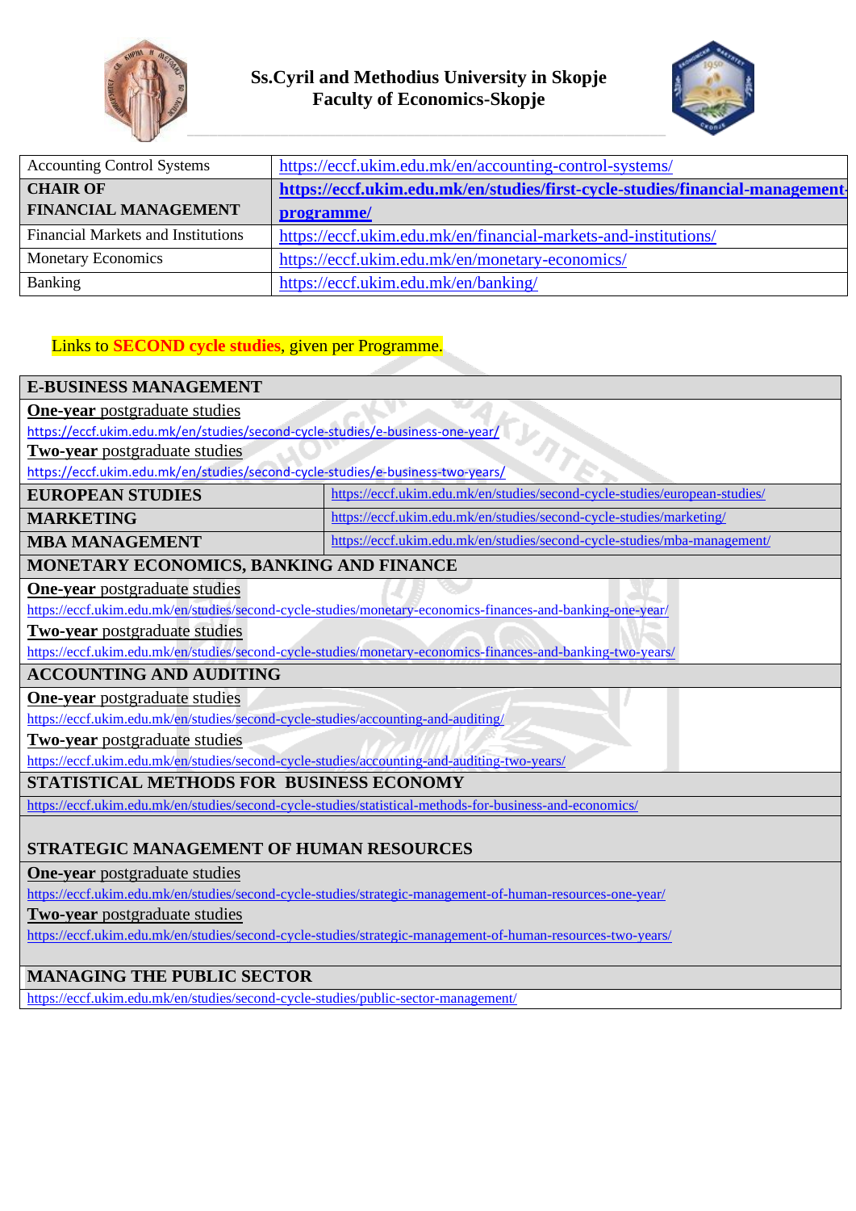**Ss.Cyril and Methodius University in Skopje**
**Faculty of Economics-Skopje**

| | |
|---|---|
| Accounting Control Systems | https://eccf.ukim.edu.mk/en/accounting-control-systems/ |
| **CHAIR OF FINANCIAL MANAGEMENT** | **https://eccf.ukim.edu.mk/en/studies/first-cycle-studies/financial-management-programme/** |
| Financial Markets and Institutions | https://eccf.ukim.edu.mk/en/financial-markets-and-institutions/ |
| Monetary Economics | https://eccf.ukim.edu.mk/en/monetary-economics/ |
| Banking | https://eccf.ukim.edu.mk/en/banking/ |

Links to **SECOND cycle studies**, given per Programme.

**E-BUSINESS MANAGEMENT**

**One-year** postgraduate studies
https://eccf.ukim.edu.mk/en/studies/second-cycle-studies/e-business-one-year/

**Two-year** postgraduate studies
https://eccf.ukim.edu.mk/en/studies/second-cycle-studies/e-business-two-years/

| | |
|---|---|
| **EUROPEAN STUDIES** | https://eccf.ukim.edu.mk/en/studies/second-cycle-studies/european-studies/ |
| **MARKETING** | https://eccf.ukim.edu.mk/en/studies/second-cycle-studies/marketing/ |
| **MBA MANAGEMENT** | https://eccf.ukim.edu.mk/en/studies/second-cycle-studies/mba-management/ |

**MONETARY ECONOMICS, BANKING AND FINANCE**

**One-year** postgraduate studies
https://eccf.ukim.edu.mk/en/studies/second-cycle-studies/monetary-economics-finances-and-banking-one-year/

**Two-year** postgraduate studies
https://eccf.ukim.edu.mk/en/studies/second-cycle-studies/monetary-economics-finances-and-banking-two-years/

**ACCOUNTING AND AUDITING**

**One-year** postgraduate studies
https://eccf.ukim.edu.mk/en/studies/second-cycle-studies/accounting-and-auditing/

**Two-year** postgraduate studies
https://eccf.ukim.edu.mk/en/studies/second-cycle-studies/accounting-and-auditing-two-years/

**STATISTICAL METHODS FOR BUSINESS ECONOMY**

https://eccf.ukim.edu.mk/en/studies/second-cycle-studies/statistical-methods-for-business-and-economics/

**STRATEGIC MANAGEMENT OF HUMAN RESOURCES**

**One-year** postgraduate studies
https://eccf.ukim.edu.mk/en/studies/second-cycle-studies/strategic-management-of-human-resources-one-year/

**Two-year** postgraduate studies
https://eccf.ukim.edu.mk/en/studies/second-cycle-studies/strategic-management-of-human-resources-two-years/

**MANAGING THE PUBLIC SECTOR**

https://eccf.ukim.edu.mk/en/studies/second-cycle-studies/public-sector-management/